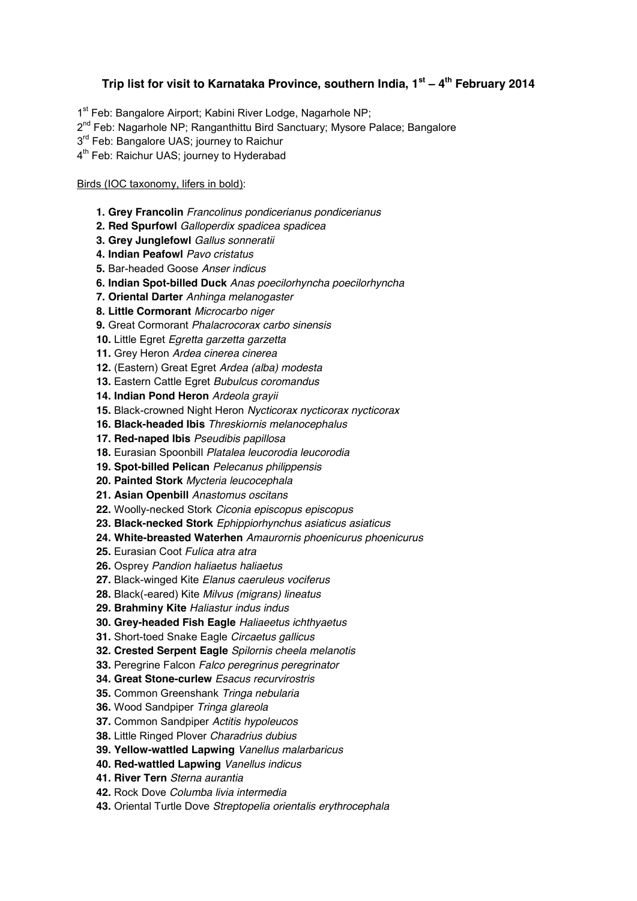# Trip list for visit to Karnataka Province, southern India, 1st – 4th February 2014

1st Feb: Bangalore Airport; Kabini River Lodge, Nagarhole NP;
2nd Feb: Nagarhole NP; Ranganthittu Bird Sanctuary; Mysore Palace; Bangalore
3rd Feb: Bangalore UAS; journey to Raichur
4th Feb: Raichur UAS; journey to Hyderabad

Birds (IOC taxonomy, lifers in bold):

1. **Grey Francolin** *Francolinus pondicerianus pondicerianus*
2. **Red Spurfowl** *Galloperdix spadicea spadicea*
3. **Grey Junglefowl** *Gallus sonneratii*
4. **Indian Peafowl** *Pavo cristatus*
5. Bar-headed Goose *Anser indicus*
6. **Indian Spot-billed Duck** *Anas poecilorhyncha poecilorhyncha*
7. **Oriental Darter** *Anhinga melanogaster*
8. **Little Cormorant** *Microcarbo niger*
9. Great Cormorant *Phalacrocorax carbo sinensis*
10. Little Egret *Egretta garzetta garzetta*
11. Grey Heron *Ardea cinerea cinerea*
12. (Eastern) Great Egret *Ardea (alba) modesta*
13. Eastern Cattle Egret *Bubulcus coromandus*
14. **Indian Pond Heron** *Ardeola grayii*
15. Black-crowned Night Heron *Nycticorax nycticorax nycticorax*
16. **Black-headed Ibis** *Threskiornis melanocephalus*
17. **Red-naped Ibis** *Pseudibis papillosa*
18. Eurasian Spoonbill *Platalea leucorodia leucorodia*
19. **Spot-billed Pelican** *Pelecanus philippensis*
20. **Painted Stork** *Mycteria leucocephala*
21. **Asian Openbill** *Anastomus oscitans*
22. Woolly-necked Stork *Ciconia episcopus episcopus*
23. **Black-necked Stork** *Ephippiorhynchus asiaticus asiaticus*
24. **White-breasted Waterhen** *Amaurornis phoenicurus phoenicurus*
25. Eurasian Coot *Fulica atra atra*
26. Osprey *Pandion haliaetus haliaetus*
27. Black-winged Kite *Elanus caeruleus vociferus*
28. Black(-eared) Kite *Milvus (migrans) lineatus*
29. **Brahminy Kite** *Haliastur indus indus*
30. **Grey-headed Fish Eagle** *Haliaeetus ichthyaetus*
31. Short-toed Snake Eagle *Circaetus gallicus*
32. **Crested Serpent Eagle** *Spilornis cheela melanotis*
33. Peregrine Falcon *Falco peregrinus peregrinator*
34. **Great Stone-curlew** *Esacus recurvirostris*
35. Common Greenshank *Tringa nebularia*
36. Wood Sandpiper *Tringa glareola*
37. Common Sandpiper *Actitis hypoleucos*
38. Little Ringed Plover *Charadrius dubius*
39. **Yellow-wattled Lapwing** *Vanellus malarbaricus*
40. **Red-wattled Lapwing** *Vanellus indicus*
41. **River Tern** *Sterna aurantia*
42. Rock Dove *Columba livia intermedia*
43. Oriental Turtle Dove *Streptopelia orientalis erythrocephala*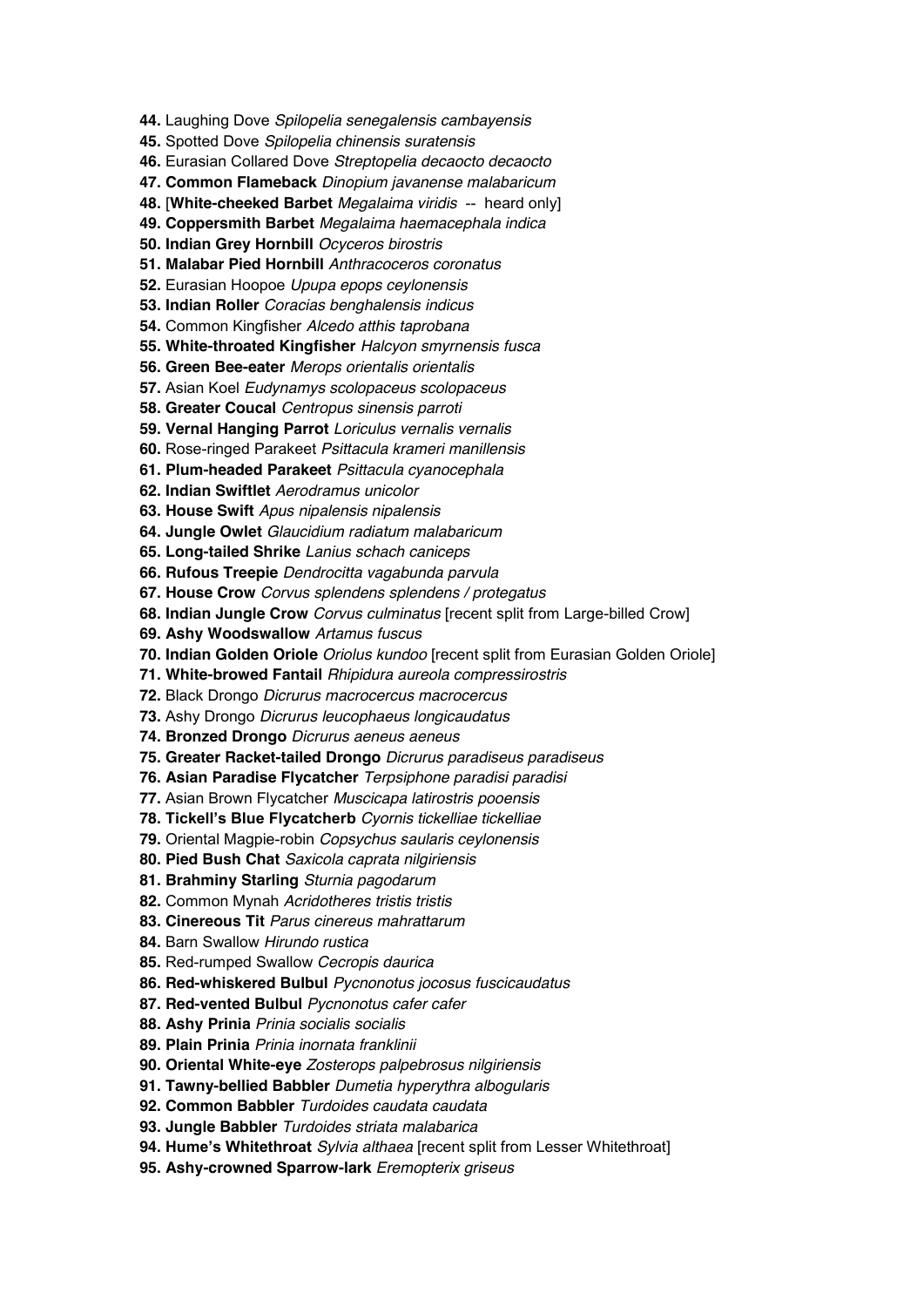**44.** Laughing Dove *Spilopelia senegalensis cambayensis*

**45.** Spotted Dove *Spilopelia chinensis suratensis*

**46.** Eurasian Collared Dove *Streptopelia decaocto decaocto*

**47. Common Flameback** *Dinopium javanense malabaricum*

**48.** [**White-cheeked Barbet** *Megalaima viridis* -- heard only]

**49. Coppersmith Barbet** *Megalaima haemacephala indica*

**50. Indian Grey Hornbill** *Ocyceros birostris*

**51. Malabar Pied Hornbill** *Anthracoceros coronatus*

**52.** Eurasian Hoopoe *Upupa epops ceylonensis*

**53. Indian Roller** *Coracias benghalensis indicus*

**54.** Common Kingfisher *Alcedo atthis taprobana*

**55. White-throated Kingfisher** *Halcyon smyrnensis fusca*

**56. Green Bee-eater** *Merops orientalis orientalis*

**57.** Asian Koel *Eudynamys scolopaceus scolopaceus*

**58. Greater Coucal** *Centropus sinensis parroti*

**59. Vernal Hanging Parrot** *Loriculus vernalis vernalis*

**60.** Rose-ringed Parakeet *Psittacula krameri manillensis*

**61. Plum-headed Parakeet** *Psittacula cyanocephala*

**62. Indian Swiftlet** *Aerodramus unicolor*

**63. House Swift** *Apus nipalensis nipalensis*

**64. Jungle Owlet** *Glaucidium radiatum malabaricum*

**65. Long-tailed Shrike** *Lanius schach caniceps*

**66. Rufous Treepie** *Dendrocitta vagabunda parvula*

**67. House Crow** *Corvus splendens splendens / protegatus*

**68. Indian Jungle Crow** *Corvus culminatus* [recent split from Large-billed Crow]

**69. Ashy Woodswallow** *Artamus fuscus*

**70. Indian Golden Oriole** *Oriolus kundoo* [recent split from Eurasian Golden Oriole]

**71. White-browed Fantail** *Rhipidura aureola compressirostris*

**72.** Black Drongo *Dicrurus macrocercus macrocercus*

**73.** Ashy Drongo *Dicrurus leucophaeus longicaudatus*

**74. Bronzed Drongo** *Dicrurus aeneus aeneus*

**75. Greater Racket-tailed Drongo** *Dicrurus paradiseus paradiseus*

**76. Asian Paradise Flycatcher** *Terpsiphone paradisi paradisi*

**77.** Asian Brown Flycatcher *Muscicapa latirostris pooensis*

**78. Tickell's Blue Flycatcherb** *Cyornis tickelliae tickelliae*

**79.** Oriental Magpie-robin *Copsychus saularis ceylonensis*

**80. Pied Bush Chat** *Saxicola caprata nilgiriensis*

**81. Brahminy Starling** *Sturnia pagodarum*

**82.** Common Mynah *Acridotheres tristis tristis*

**83. Cinereous Tit** *Parus cinereus mahrattarum*

**84.** Barn Swallow *Hirundo rustica*

**85.** Red-rumped Swallow *Cecropis daurica*

**86. Red-whiskered Bulbul** *Pycnonotus jocosus fuscicaudatus*

**87. Red-vented Bulbul** *Pycnonotus cafer cafer*

**88. Ashy Prinia** *Prinia socialis socialis*

**89. Plain Prinia** *Prinia inornata franklinii*

**90. Oriental White-eye** *Zosterops palpebrosus nilgiriensis*

**91. Tawny-bellied Babbler** *Dumetia hyperythra albogularis*

**92. Common Babbler** *Turdoides caudata caudata*

**93. Jungle Babbler** *Turdoides striata malabarica*

**94. Hume's Whitethroat** *Sylvia althaea* [recent split from Lesser Whitethroat]

**95. Ashy-crowned Sparrow-lark** *Eremopterix griseus*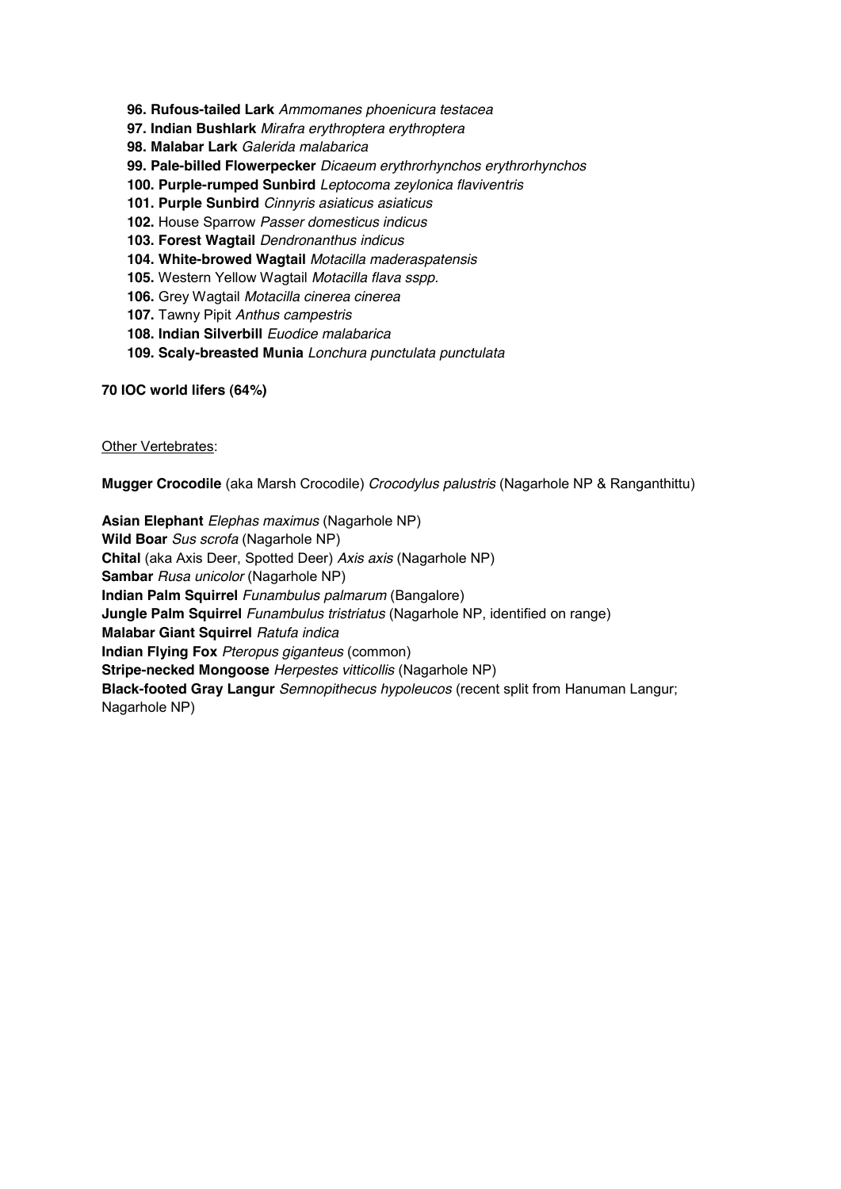**96. Rufous-tailed Lark** *Ammomanes phoenicura testacea*
**97. Indian Bushlark** *Mirafra erythroptera erythroptera*
**98. Malabar Lark** *Galerida malabarica*
**99. Pale-billed Flowerpecker** *Dicaeum erythrorhynchos erythrorhynchos*
**100. Purple-rumped Sunbird** *Leptocoma zeylonica flaviventris*
**101. Purple Sunbird** *Cinnyris asiaticus asiaticus*
**102.** House Sparrow *Passer domesticus indicus*
**103. Forest Wagtail** *Dendronanthus indicus*
**104. White-browed Wagtail** *Motacilla maderaspatensis*
**105.** Western Yellow Wagtail *Motacilla flava sspp.*
**106.** Grey Wagtail *Motacilla cinerea cinerea*
**107.** Tawny Pipit *Anthus campestris*
**108. Indian Silverbill** *Euodice malabarica*
**109. Scaly-breasted Munia** *Lonchura punctulata punctulata*

**70 IOC world lifers (64%)**

Other Vertebrates:

**Mugger Crocodile** (aka Marsh Crocodile) *Crocodylus palustris* (Nagarhole NP & Ranganthittu)

**Asian Elephant** *Elephas maximus* (Nagarhole NP)
**Wild Boar** *Sus scrofa* (Nagarhole NP)
**Chital** (aka Axis Deer, Spotted Deer) *Axis axis* (Nagarhole NP)
**Sambar** *Rusa unicolor* (Nagarhole NP)
**Indian Palm Squirrel** *Funambulus palmarum* (Bangalore)
**Jungle Palm Squirrel** *Funambulus tristriatus* (Nagarhole NP, identified on range)
**Malabar Giant Squirrel** *Ratufa indica*
**Indian Flying Fox** *Pteropus giganteus* (common)
**Stripe-necked Mongoose** *Herpestes vitticollis* (Nagarhole NP)
**Black-footed Gray Langur** *Semnopithecus hypoleucos* (recent split from Hanuman Langur; Nagarhole NP)